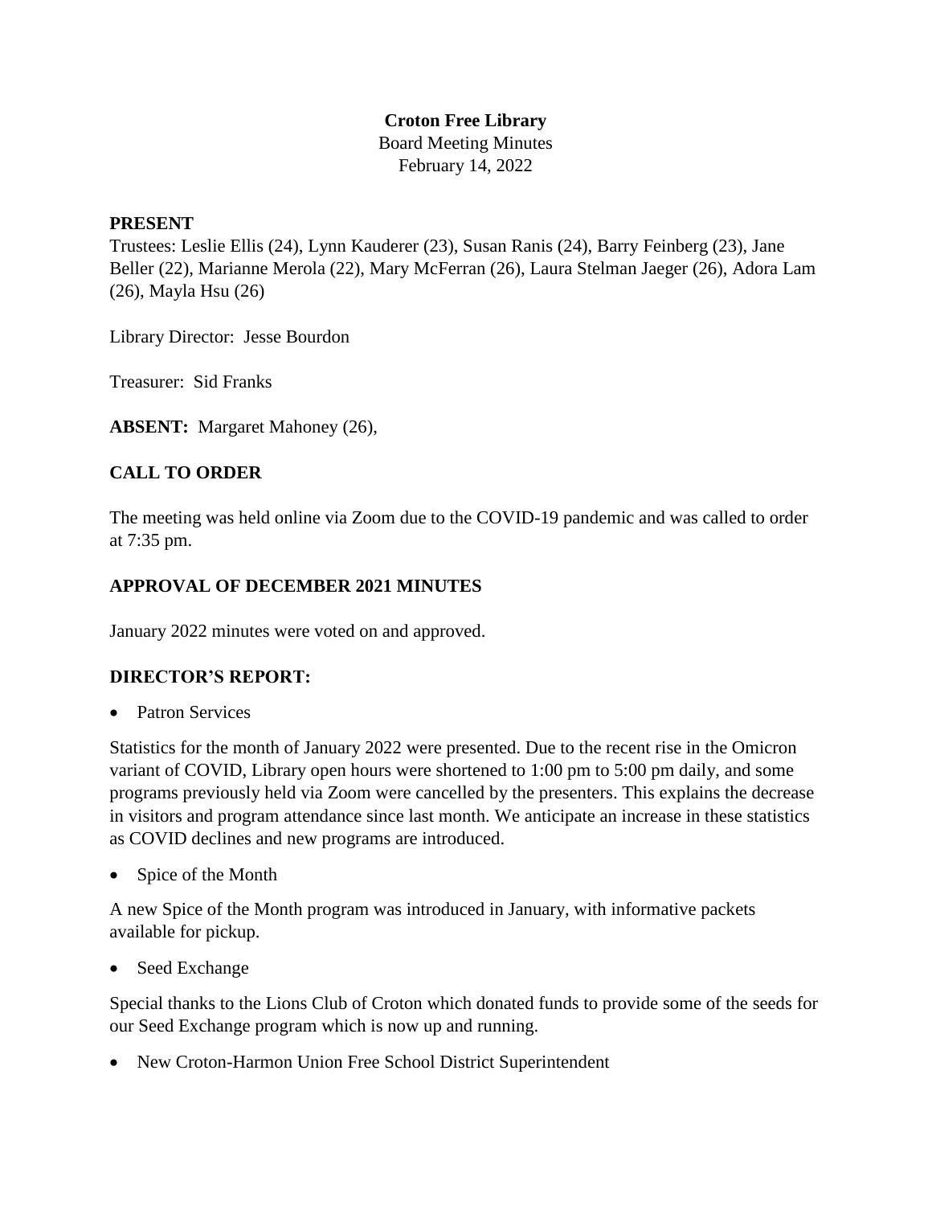**Croton Free Library**

Board Meeting Minutes

February 14, 2022

**PRESENT**

Trustees: Leslie Ellis (24), Lynn Kauderer (23), Susan Ranis (24), Barry Feinberg (23), Jane Beller (22), Marianne Merola (22), Mary McFerran (26), Laura Stelman Jaeger (26), Adora Lam (26), Mayla Hsu (26)

Library Director: Jesse Bourdon

Treasurer: Sid Franks

**ABSENT:** Margaret Mahoney (26),

**CALL TO ORDER**

The meeting was held online via Zoom due to the COVID-19 pandemic and was called to order at 7:35 pm.

**APPROVAL OF DECEMBER 2021 MINUTES**

January 2022 minutes were voted on and approved.

**DIRECTOR'S REPORT:**

- Patron Services

Statistics for the month of January 2022 were presented. Due to the recent rise in the Omicron variant of COVID, Library open hours were shortened to 1:00 pm to 5:00 pm daily, and some programs previously held via Zoom were cancelled by the presenters. This explains the decrease in visitors and program attendance since last month. We anticipate an increase in these statistics as COVID declines and new programs are introduced.

- Spice of the Month

A new Spice of the Month program was introduced in January, with informative packets available for pickup.

- Seed Exchange

Special thanks to the Lions Club of Croton which donated funds to provide some of the seeds for our Seed Exchange program which is now up and running.

- New Croton-Harmon Union Free School District Superintendent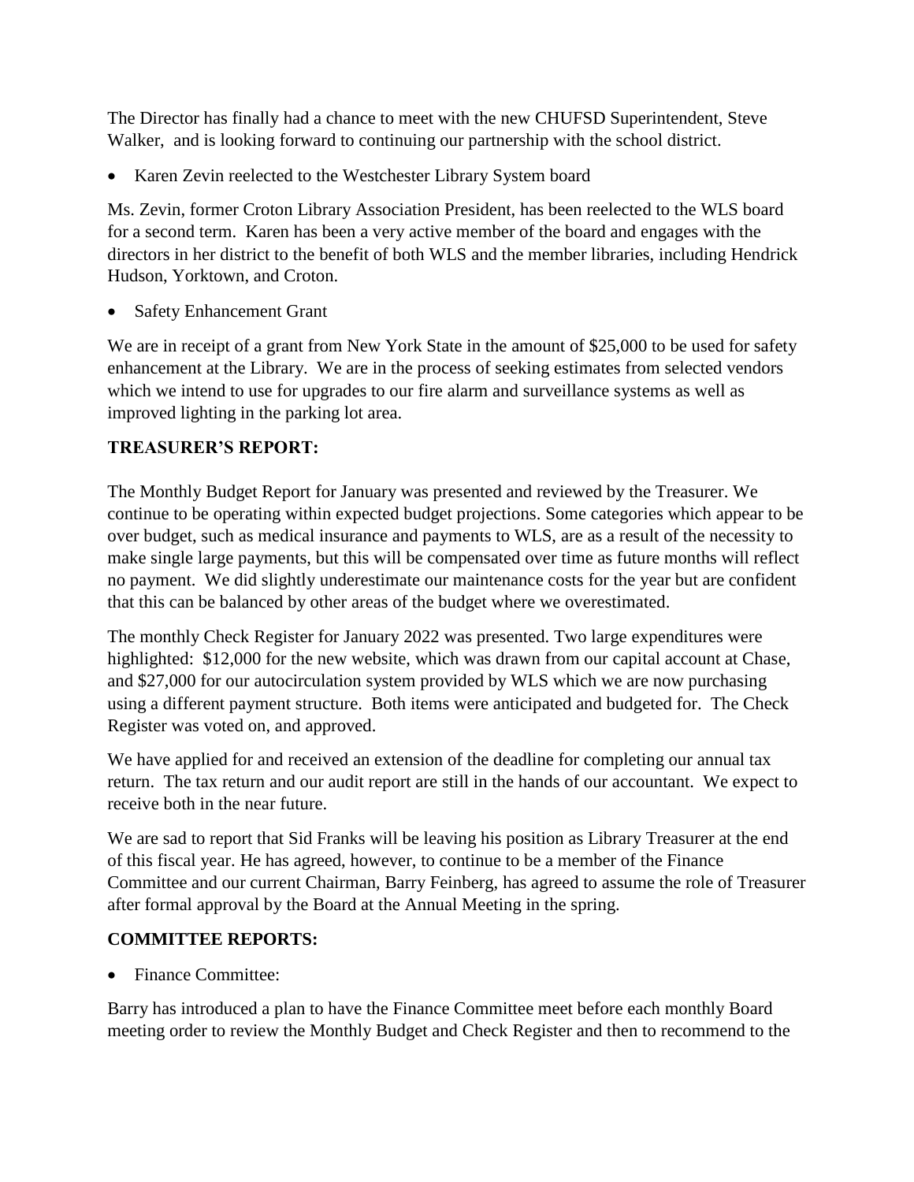The Director has finally had a chance to meet with the new CHUFSD Superintendent, Steve Walker, and is looking forward to continuing our partnership with the school district.

- Karen Zevin reelected to the Westchester Library System board

Ms. Zevin, former Croton Library Association President, has been reelected to the WLS board for a second term. Karen has been a very active member of the board and engages with the directors in her district to the benefit of both WLS and the member libraries, including Hendrick Hudson, Yorktown, and Croton.

- Safety Enhancement Grant

We are in receipt of a grant from New York State in the amount of $25,000 to be used for safety enhancement at the Library. We are in the process of seeking estimates from selected vendors which we intend to use for upgrades to our fire alarm and surveillance systems as well as improved lighting in the parking lot area.

**TREASURER'S REPORT:**

The Monthly Budget Report for January was presented and reviewed by the Treasurer. We continue to be operating within expected budget projections. Some categories which appear to be over budget, such as medical insurance and payments to WLS, are as a result of the necessity to make single large payments, but this will be compensated over time as future months will reflect no payment. We did slightly underestimate our maintenance costs for the year but are confident that this can be balanced by other areas of the budget where we overestimated.

The monthly Check Register for January 2022 was presented. Two large expenditures were highlighted: $12,000 for the new website, which was drawn from our capital account at Chase, and $27,000 for our autocirculation system provided by WLS which we are now purchasing using a different payment structure. Both items were anticipated and budgeted for. The Check Register was voted on, and approved.

We have applied for and received an extension of the deadline for completing our annual tax return. The tax return and our audit report are still in the hands of our accountant. We expect to receive both in the near future.

We are sad to report that Sid Franks will be leaving his position as Library Treasurer at the end of this fiscal year. He has agreed, however, to continue to be a member of the Finance Committee and our current Chairman, Barry Feinberg, has agreed to assume the role of Treasurer after formal approval by the Board at the Annual Meeting in the spring.

**COMMITTEE REPORTS:**

- Finance Committee:

Barry has introduced a plan to have the Finance Committee meet before each monthly Board meeting order to review the Monthly Budget and Check Register and then to recommend to the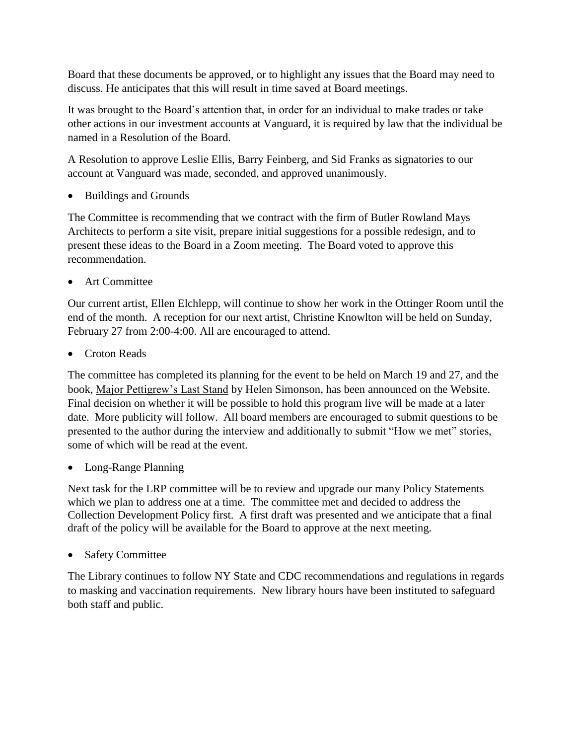Board that these documents be approved, or to highlight any issues that the Board may need to discuss. He anticipates that this will result in time saved at Board meetings.

It was brought to the Board's attention that, in order for an individual to make trades or take other actions in our investment accounts at Vanguard, it is required by law that the individual be named in a Resolution of the Board.

A Resolution to approve Leslie Ellis, Barry Feinberg, and Sid Franks as signatories to our account at Vanguard was made, seconded, and approved unanimously.

- Buildings and Grounds

The Committee is recommending that we contract with the firm of Butler Rowland Mays Architects to perform a site visit, prepare initial suggestions for a possible redesign, and to present these ideas to the Board in a Zoom meeting. The Board voted to approve this recommendation.

- Art Committee

Our current artist, Ellen Elchlepp, will continue to show her work in the Ottinger Room until the end of the month. A reception for our next artist, Christine Knowlton will be held on Sunday, February 27 from 2:00-4:00. All are encouraged to attend.

- Croton Reads

The committee has completed its planning for the event to be held on March 19 and 27, and the book, Major Pettigrew's Last Stand by Helen Simonson, has been announced on the Website. Final decision on whether it will be possible to hold this program live will be made at a later date. More publicity will follow. All board members are encouraged to submit questions to be presented to the author during the interview and additionally to submit "How we met" stories, some of which will be read at the event.

- Long-Range Planning

Next task for the LRP committee will be to review and upgrade our many Policy Statements which we plan to address one at a time. The committee met and decided to address the Collection Development Policy first. A first draft was presented and we anticipate that a final draft of the policy will be available for the Board to approve at the next meeting.

- Safety Committee

The Library continues to follow NY State and CDC recommendations and regulations in regards to masking and vaccination requirements. New library hours have been instituted to safeguard both staff and public.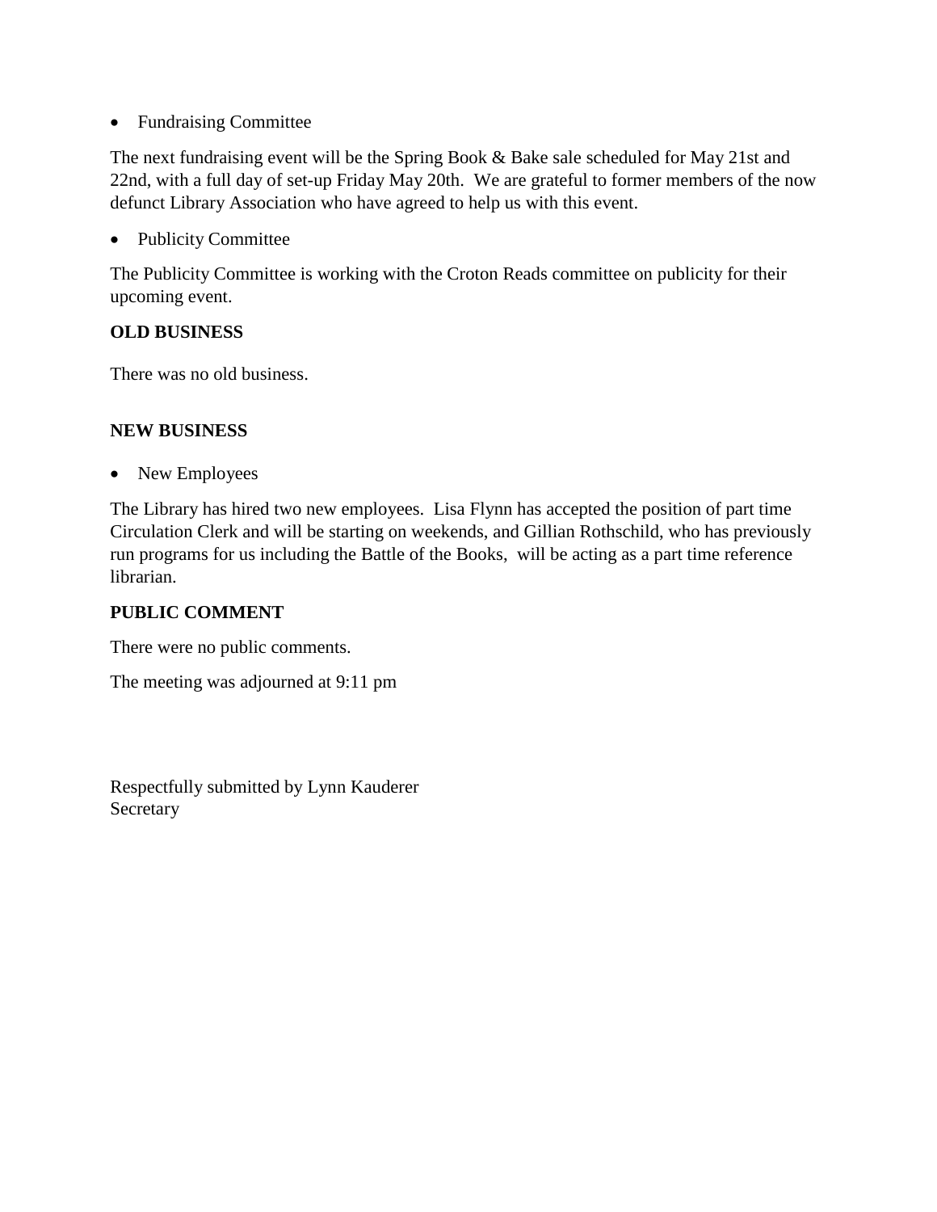- Fundraising Committee

The next fundraising event will be the Spring Book & Bake sale scheduled for May 21st and 22nd, with a full day of set-up Friday May 20th. We are grateful to former members of the now defunct Library Association who have agreed to help us with this event.

- Publicity Committee

The Publicity Committee is working with the Croton Reads committee on publicity for their upcoming event.

**OLD BUSINESS**

There was no old business.

**NEW BUSINESS**

- New Employees

The Library has hired two new employees. Lisa Flynn has accepted the position of part time Circulation Clerk and will be starting on weekends, and Gillian Rothschild, who has previously run programs for us including the Battle of the Books, will be acting as a part time reference librarian.

**PUBLIC COMMENT**

There were no public comments.

The meeting was adjourned at 9:11 pm

Respectfully submitted by Lynn Kauderer
Secretary